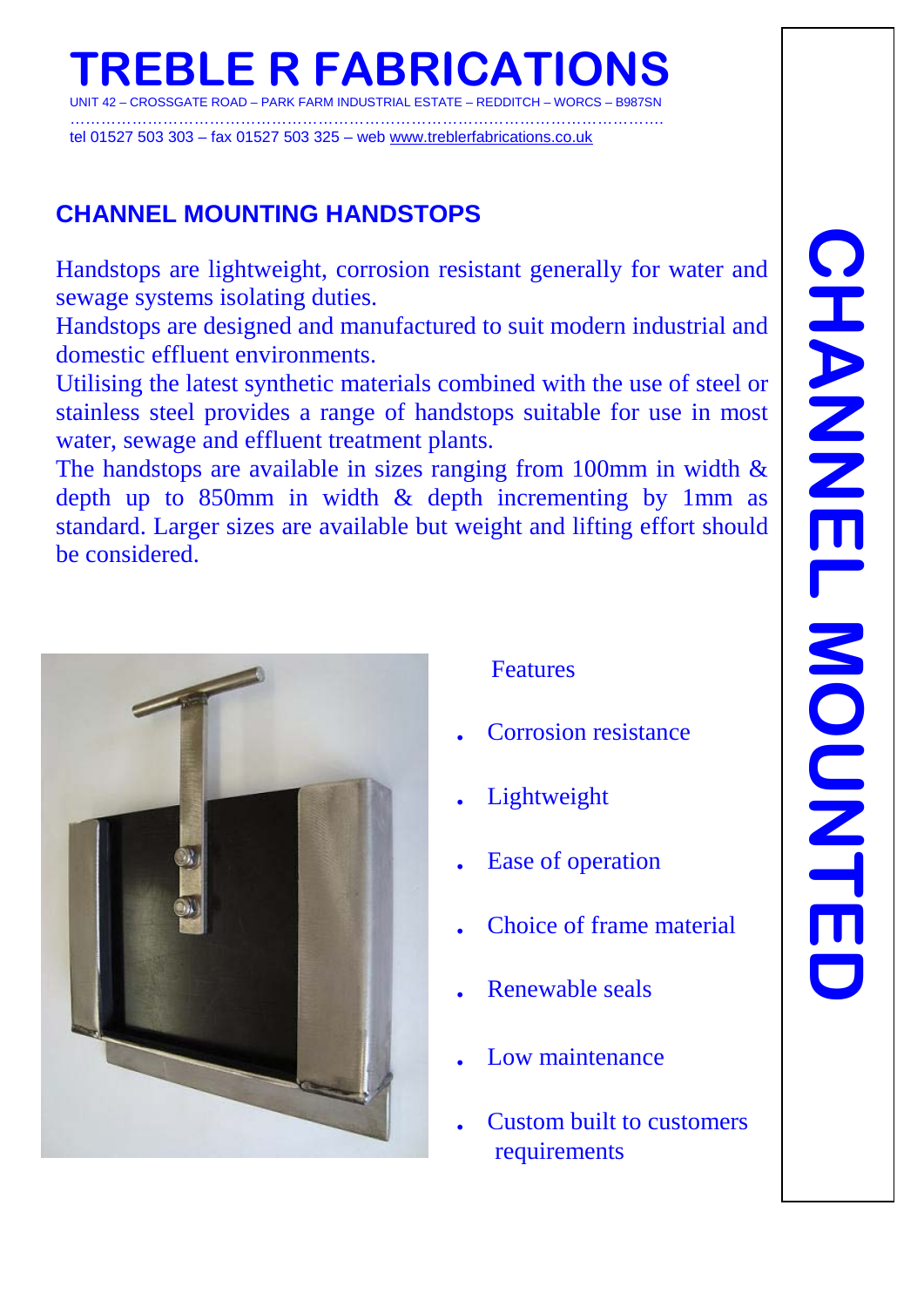# TREBLE R FABRICATIONS

UNIT 42 – CROSSGATE ROAD – PARK FARM INDUSTRIAL ESTATE – REDDITCH – WORCS – B987SN

tel 01527 503 303 – fax 01527 503 325 – web www.treblerfabrications.co.uk

## CHANNEL MOUNTING HANDSTOPS

Handstops are lightweight, corrosion resistant generally for water and sewage systems isolating duties.

Handstops are designed and manufactured to suit modern industrial and domestic effluent environments.

Utilising the latest synthetic materials combined with the use of steel or stainless steel provides a range of handstops suitable for use in most water, sewage and effluent treatment plants.

The handstops are available in sizes ranging from 100mm in width & depth up to 850mm in width & depth incrementing by 1mm as standard. Larger sizes are available but weight and lifting effort should be considered.

Features

- Corrosion resistance
- Lightweight
- Ease of operation
- Choice of frame material
- Renewable seals
- Low maintenance
- Custom built to customers requirements

CHANNEL MOUNTED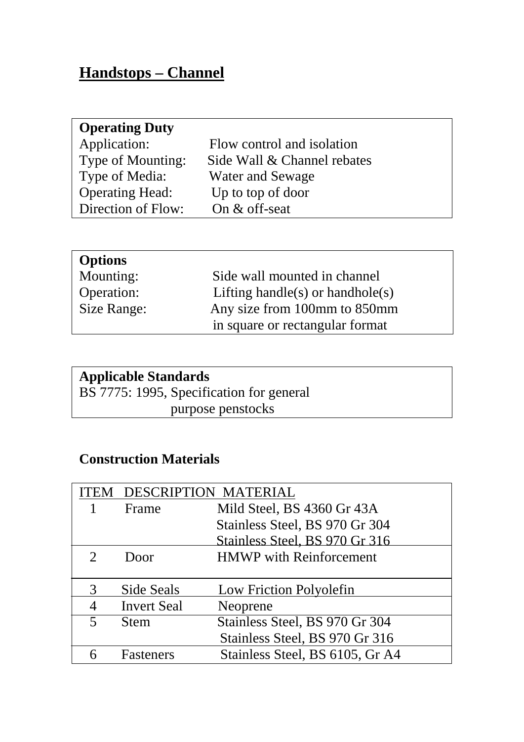## Handstops – Channel

| **Operating Duty** | |
|---|---|
| Application: | Flow control and isolation |
| Type of Mounting: | Side Wall & Channel rebates |
| Type of Media: | Water and Sewage |
| Operating Head: | Up to top of door |
| Direction of Flow: | On & off-seat |

| **Options** | |
|---|---|
| Mounting: | Side wall mounted in channel |
| Operation: | Lifting handle(s) or handhole(s) |
| Size Range: | Any size from 100mm to 850mm in square or rectangular format |

| **Applicable Standards** |
|---|
| BS 7775: 1995, Specification for general purpose penstocks |

**Construction Materials**

| ITEM | DESCRIPTION | MATERIAL |
|---|---|---|
| 1 | Frame | Mild Steel, BS 4360 Gr 43A<br>Stainless Steel, BS 970 Gr 304<br>Stainless Steel, BS 970 Gr 316 |
| 2 | Door | HMWP with Reinforcement |
| 3 | Side Seals | Low Friction Polyolefin |
| 4 | Invert Seal | Neoprene |
| 5 | Stem | Stainless Steel, BS 970 Gr 304<br>Stainless Steel, BS 970 Gr 316 |
| 6 | Fasteners | Stainless Steel, BS 6105, Gr A4 |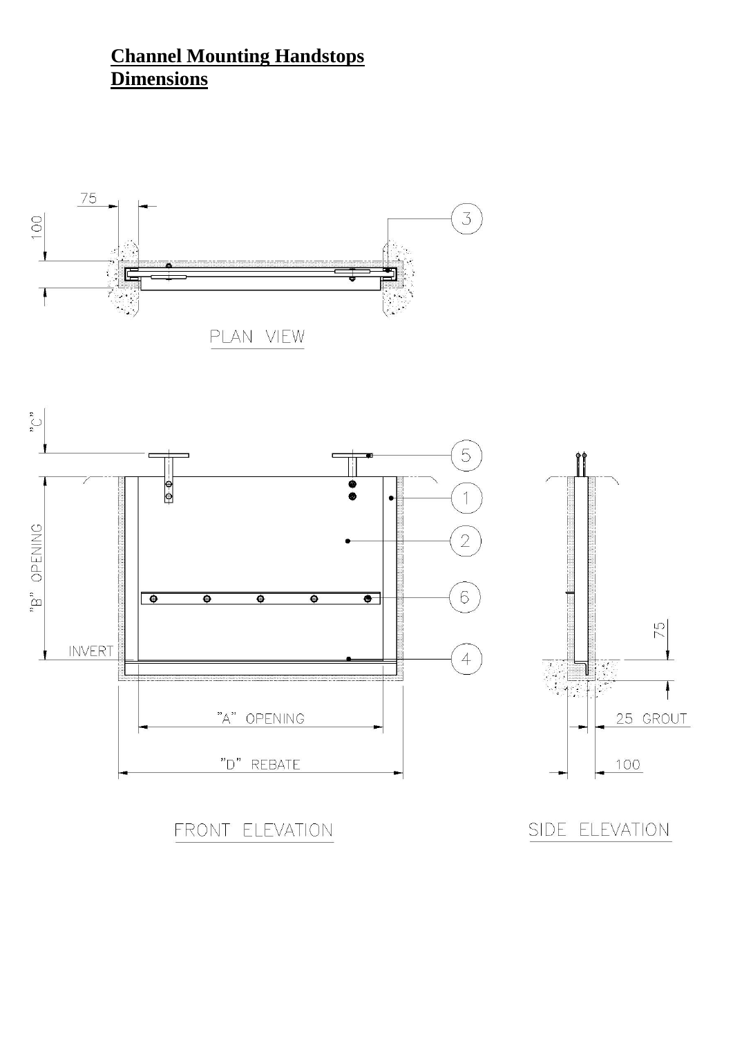# Channel Mounting Handstops Dimensions

75

100

3

PLAN VIEW

"C"

5

1

"B" OPENING

2

6

75

INVERT

4

"A" OPENING

25 GROUT

"D" REBATE

100

FRONT ELEVATION

SIDE ELEVATION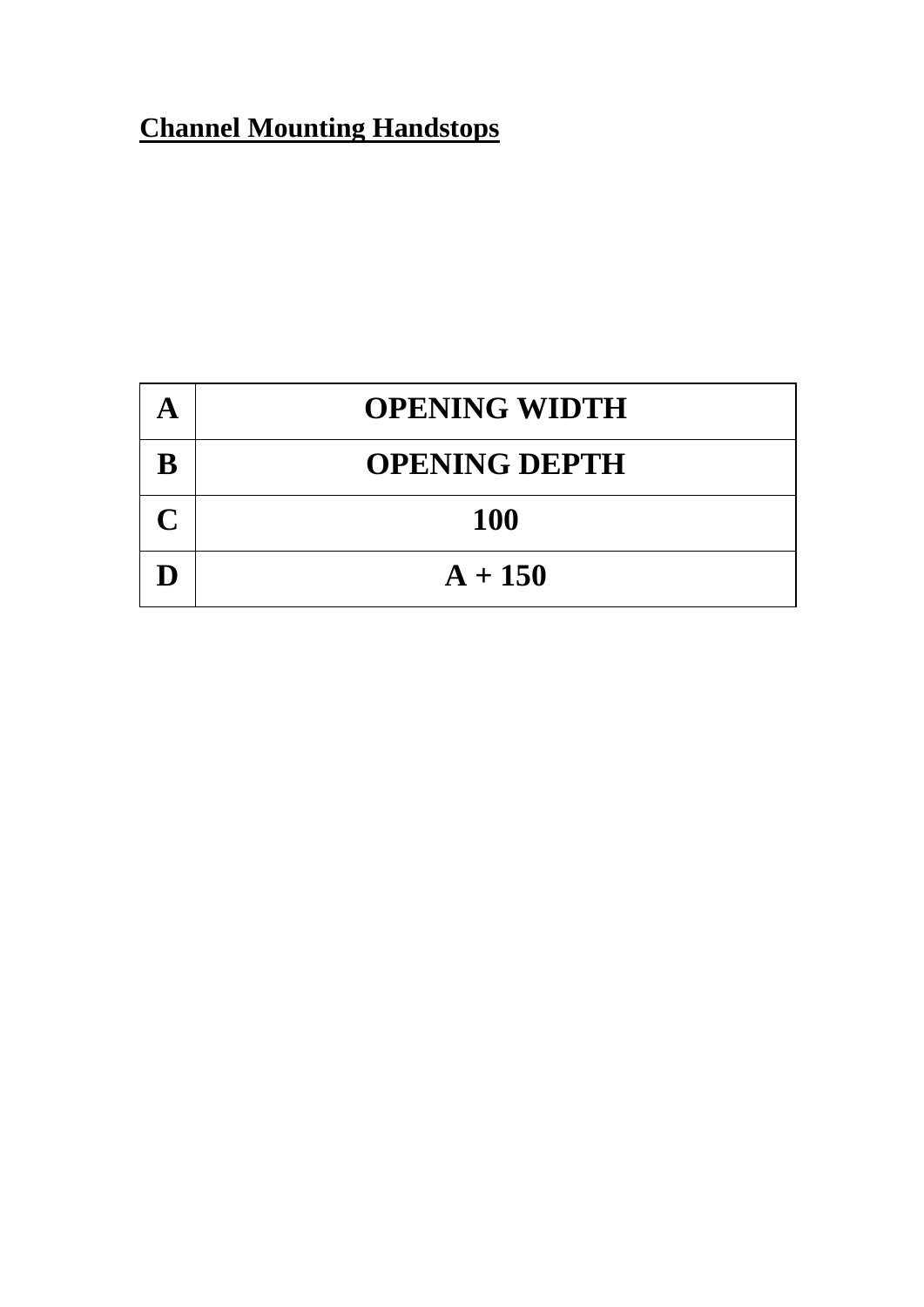**Channel Mounting Handstops**

| A | OPENING WIDTH |
|---|---|
| B | OPENING DEPTH |
| C | 100 |
| D | A + 150 |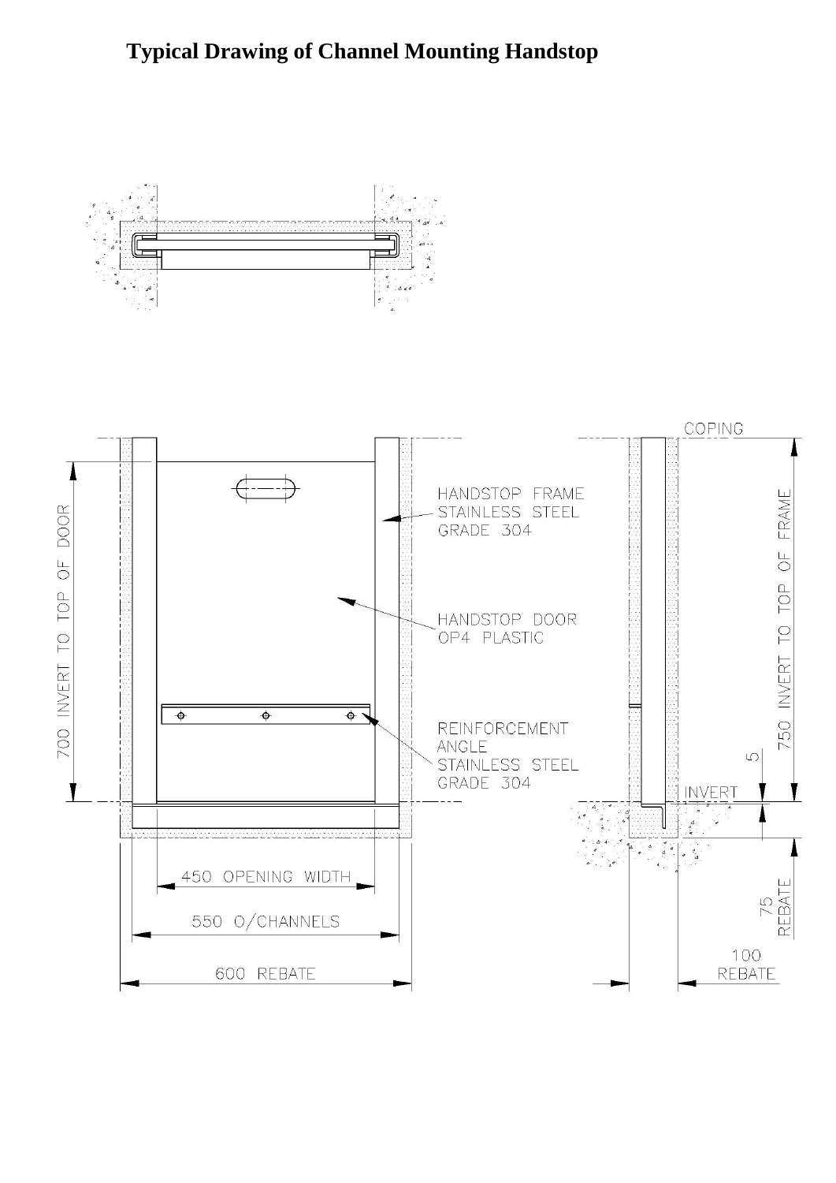# Typical Drawing of Channel Mounting Handstop

HANDSTOP FRAME
STAINLESS STEEL
GRADE 304

HANDSTOP DOOR
OP4 PLASTIC

REINFORCEMENT
ANGLE
STAINLESS STEEL
GRADE 304

700 INVERT TO TOP OF DOOR

450 OPENING WIDTH

550 O/CHANNELS

600 REBATE

COPING

750 INVERT TO TOP OF FRAME

5

INVERT

75
REBATE

100
REBATE